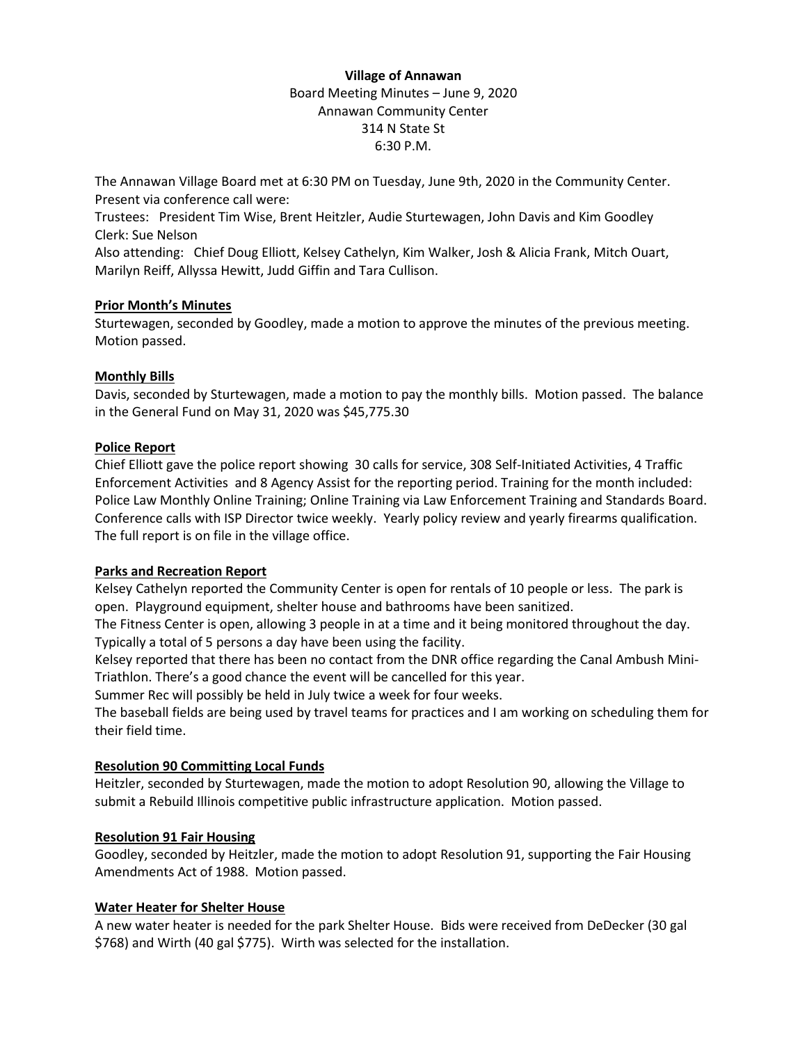**Village of Annawan**

Board Meeting Minutes – June 9, 2020
Annawan Community Center
314 N State St
6:30 P.M.

The Annawan Village Board met at 6:30 PM on Tuesday, June 9th, 2020 in the Community Center. Present via conference call were:
Trustees: President Tim Wise, Brent Heitzler, Audie Sturtewagen, John Davis and Kim Goodley
Clerk: Sue Nelson
Also attending: Chief Doug Elliott, Kelsey Cathelyn, Kim Walker, Josh & Alicia Frank, Mitch Ouart, Marilyn Reiff, Allyssa Hewitt, Judd Giffin and Tara Cullison.

## Prior Month's Minutes

Sturtewagen, seconded by Goodley, made a motion to approve the minutes of the previous meeting. Motion passed.

## Monthly Bills

Davis, seconded by Sturtewagen, made a motion to pay the monthly bills. Motion passed. The balance in the General Fund on May 31, 2020 was $45,775.30

## Police Report

Chief Elliott gave the police report showing 30 calls for service, 308 Self-Initiated Activities, 4 Traffic Enforcement Activities and 8 Agency Assist for the reporting period. Training for the month included: Police Law Monthly Online Training; Online Training via Law Enforcement Training and Standards Board. Conference calls with ISP Director twice weekly. Yearly policy review and yearly firearms qualification. The full report is on file in the village office.

## Parks and Recreation Report

Kelsey Cathelyn reported the Community Center is open for rentals of 10 people or less. The park is open. Playground equipment, shelter house and bathrooms have been sanitized.
The Fitness Center is open, allowing 3 people in at a time and it being monitored throughout the day. Typically a total of 5 persons a day have been using the facility.
Kelsey reported that there has been no contact from the DNR office regarding the Canal Ambush Mini-Triathlon. There's a good chance the event will be cancelled for this year.
Summer Rec will possibly be held in July twice a week for four weeks.
The baseball fields are being used by travel teams for practices and I am working on scheduling them for their field time.

## Resolution 90 Committing Local Funds

Heitzler, seconded by Sturtewagen, made the motion to adopt Resolution 90, allowing the Village to submit a Rebuild Illinois competitive public infrastructure application. Motion passed.

## Resolution 91 Fair Housing

Goodley, seconded by Heitzler, made the motion to adopt Resolution 91, supporting the Fair Housing Amendments Act of 1988. Motion passed.

## Water Heater for Shelter House

A new water heater is needed for the park Shelter House. Bids were received from DeDecker (30 gal $768) and Wirth (40 gal $775). Wirth was selected for the installation.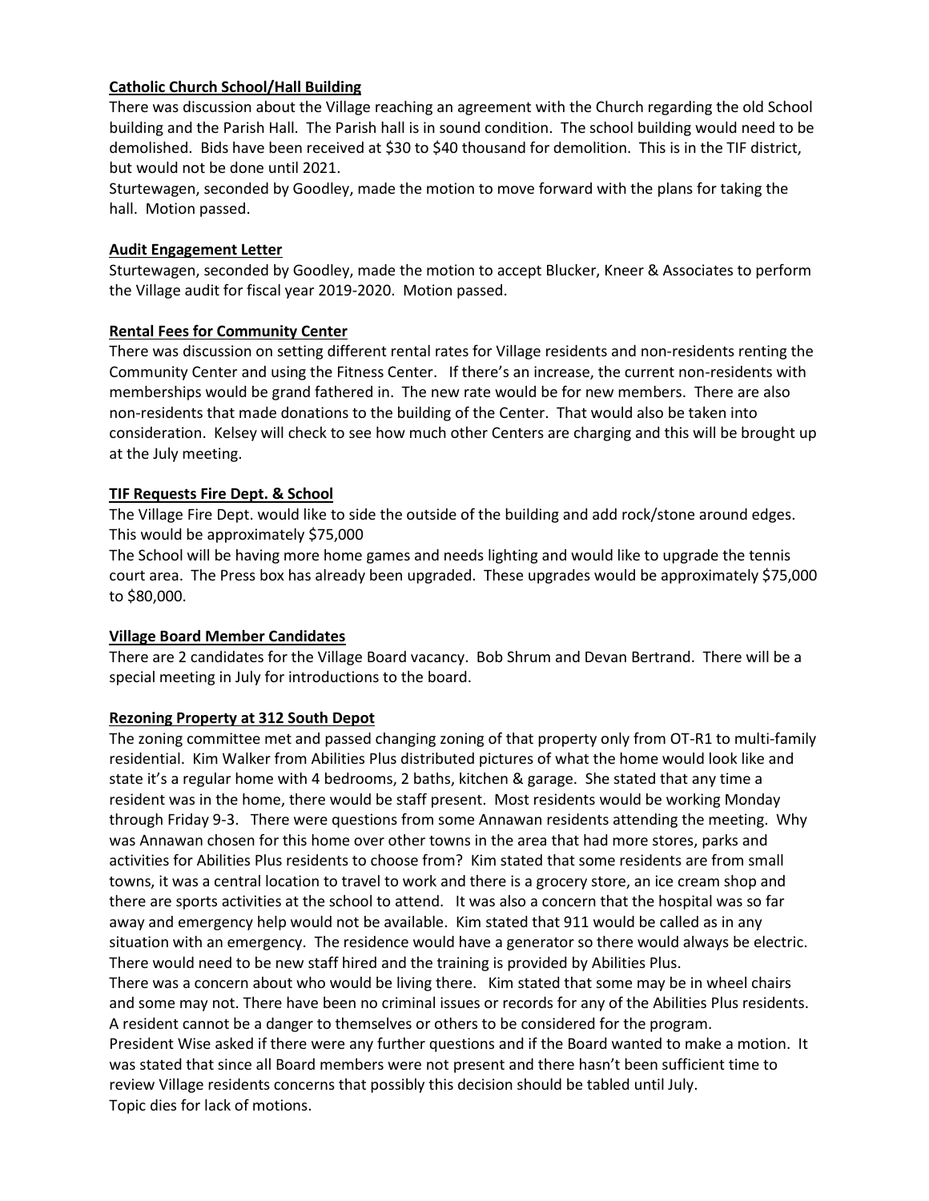**Catholic Church School/Hall Building**

There was discussion about the Village reaching an agreement with the Church regarding the old School building and the Parish Hall. The Parish hall is in sound condition. The school building would need to be demolished. Bids have been received at $30 to $40 thousand for demolition. This is in the TIF district, but would not be done until 2021.

Sturtewagen, seconded by Goodley, made the motion to move forward with the plans for taking the hall. Motion passed.

**Audit Engagement Letter**

Sturtewagen, seconded by Goodley, made the motion to accept Blucker, Kneer & Associates to perform the Village audit for fiscal year 2019-2020. Motion passed.

**Rental Fees for Community Center**

There was discussion on setting different rental rates for Village residents and non-residents renting the Community Center and using the Fitness Center. If there's an increase, the current non-residents with memberships would be grand fathered in. The new rate would be for new members. There are also non-residents that made donations to the building of the Center. That would also be taken into consideration. Kelsey will check to see how much other Centers are charging and this will be brought up at the July meeting.

**TIF Requests Fire Dept. & School**

The Village Fire Dept. would like to side the outside of the building and add rock/stone around edges. This would be approximately $75,000

The School will be having more home games and needs lighting and would like to upgrade the tennis court area. The Press box has already been upgraded. These upgrades would be approximately $75,000 to $80,000.

**Village Board Member Candidates**

There are 2 candidates for the Village Board vacancy. Bob Shrum and Devan Bertrand. There will be a special meeting in July for introductions to the board.

**Rezoning Property at 312 South Depot**

The zoning committee met and passed changing zoning of that property only from OT-R1 to multi-family residential. Kim Walker from Abilities Plus distributed pictures of what the home would look like and state it's a regular home with 4 bedrooms, 2 baths, kitchen & garage. She stated that any time a resident was in the home, there would be staff present. Most residents would be working Monday through Friday 9-3. There were questions from some Annawan residents attending the meeting. Why was Annawan chosen for this home over other towns in the area that had more stores, parks and activities for Abilities Plus residents to choose from? Kim stated that some residents are from small towns, it was a central location to travel to work and there is a grocery store, an ice cream shop and there are sports activities at the school to attend. It was also a concern that the hospital was so far away and emergency help would not be available. Kim stated that 911 would be called as in any situation with an emergency. The residence would have a generator so there would always be electric. There would need to be new staff hired and the training is provided by Abilities Plus.

There was a concern about who would be living there. Kim stated that some may be in wheel chairs and some may not. There have been no criminal issues or records for any of the Abilities Plus residents. A resident cannot be a danger to themselves or others to be considered for the program.

President Wise asked if there were any further questions and if the Board wanted to make a motion. It was stated that since all Board members were not present and there hasn't been sufficient time to review Village residents concerns that possibly this decision should be tabled until July.

Topic dies for lack of motions.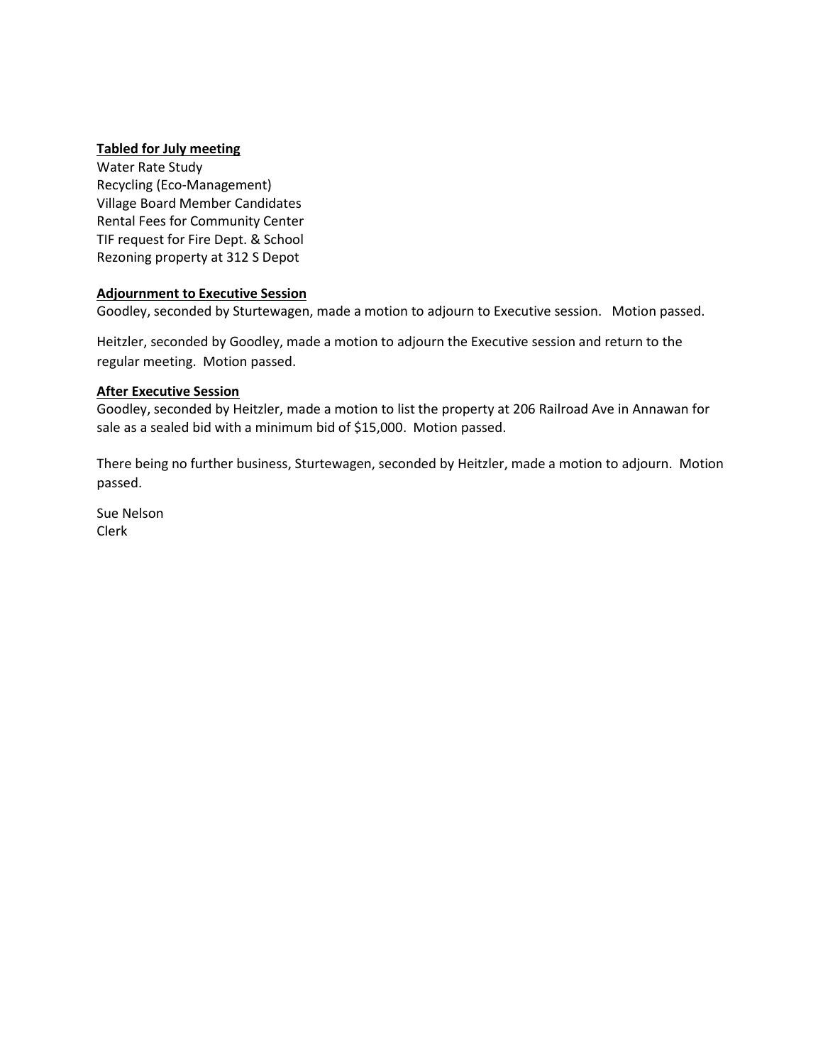**Tabled for July meeting**

Water Rate Study
Recycling (Eco-Management)
Village Board Member Candidates
Rental Fees for Community Center
TIF request for Fire Dept. & School
Rezoning property at 312 S Depot

**Adjournment to Executive Session**

Goodley, seconded by Sturtewagen, made a motion to adjourn to Executive session. Motion passed.

Heitzler, seconded by Goodley, made a motion to adjourn the Executive session and return to the regular meeting. Motion passed.

**After Executive Session**

Goodley, seconded by Heitzler, made a motion to list the property at 206 Railroad Ave in Annawan for sale as a sealed bid with a minimum bid of $15,000. Motion passed.

There being no further business, Sturtewagen, seconded by Heitzler, made a motion to adjourn. Motion passed.

Sue Nelson
Clerk